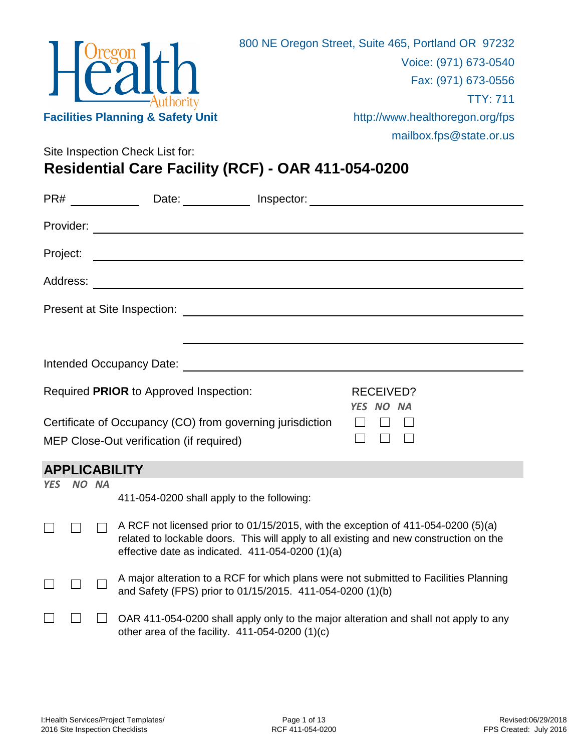Oregon Health Authority

**Facilities Planning & Safety Unit**

800 NE Oregon Street, Suite 465, Portland OR 97232
Voice: (971) 673-0540
Fax: (971) 673-0556
TTY: 711
http://www.healthoregon.org/fps
mailbox.fps@state.or.us

Site Inspection Check List for:

# Residential Care Facility (RCF) - OAR 411-054-0200

PR# ____________ Date: ____________ Inspector: ______________________________

Provider: ______________________________________________

Project: ______________________________________________

Address: ______________________________________________

Present at Site Inspection: ______________________________________________

______________________________________________

Intended Occupancy Date: ______________________________________________

| Required **PRIOR** to Approved Inspection: | RECEIVED? YES | NO | NA |
|---|---|---|---|
| Certificate of Occupancy (CO) from governing jurisdiction | ☐ | ☐ | ☐ |
| MEP Close-Out verification (if required) | ☐ | ☐ | ☐ |

## APPLICABILITY

| *YES* | *NO* | *NA* | |
|---|---|---|---|
| | | | 411-054-0200 shall apply to the following: |
| ☐ | ☐ | ☐ | A RCF not licensed prior to 01/15/2015, with the exception of 411-054-0200 (5)(a) related to lockable doors. This will apply to all existing and new construction on the effective date as indicated. 411-054-0200 (1)(a) |
| ☐ | ☐ | ☐ | A major alteration to a RCF for which plans were not submitted to Facilities Planning and Safety (FPS) prior to 01/15/2015. 411-054-0200 (1)(b) |
| ☐ | ☐ | ☐ | OAR 411-054-0200 shall apply only to the major alteration and shall not apply to any other area of the facility. 411-054-0200 (1)(c) |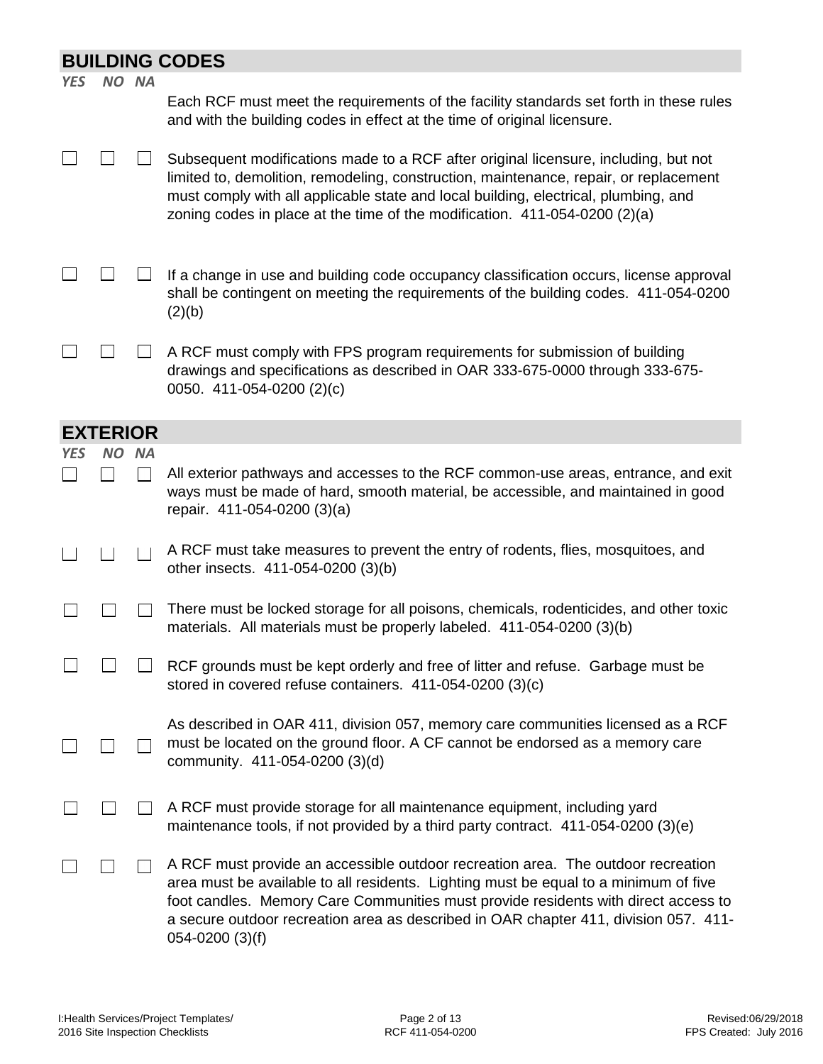## BUILDING CODES

| *YES* | *NO* | *NA* | |
|---|---|---|---|
| | | | Each RCF must meet the requirements of the facility standards set forth in these rules and with the building codes in effect at the time of original licensure. |
| ☐ | ☐ | ☐ | Subsequent modifications made to a RCF after original licensure, including, but not limited to, demolition, remodeling, construction, maintenance, repair, or replacement must comply with all applicable state and local building, electrical, plumbing, and zoning codes in place at the time of the modification. 411-054-0200 (2)(a) |
| ☐ | ☐ | ☐ | If a change in use and building code occupancy classification occurs, license approval shall be contingent on meeting the requirements of the building codes. 411-054-0200 (2)(b) |
| ☐ | ☐ | ☐ | A RCF must comply with FPS program requirements for submission of building drawings and specifications as described in OAR 333-675-0000 through 333-675-0050. 411-054-0200 (2)(c) |

## EXTERIOR

| *YES* | *NO* | *NA* | |
|---|---|---|---|
| ☐ | ☐ | ☐ | All exterior pathways and accesses to the RCF common-use areas, entrance, and exit ways must be made of hard, smooth material, be accessible, and maintained in good repair. 411-054-0200 (3)(a) |
| ☐ | ☐ | ☐ | A RCF must take measures to prevent the entry of rodents, flies, mosquitoes, and other insects. 411-054-0200 (3)(b) |
| ☐ | ☐ | ☐ | There must be locked storage for all poisons, chemicals, rodenticides, and other toxic materials. All materials must be properly labeled. 411-054-0200 (3)(b) |
| ☐ | ☐ | ☐ | RCF grounds must be kept orderly and free of litter and refuse. Garbage must be stored in covered refuse containers. 411-054-0200 (3)(c) |
| ☐ | ☐ | ☐ | As described in OAR 411, division 057, memory care communities licensed as a RCF must be located on the ground floor. A CF cannot be endorsed as a memory care community. 411-054-0200 (3)(d) |
| ☐ | ☐ | ☐ | A RCF must provide storage for all maintenance equipment, including yard maintenance tools, if not provided by a third party contract. 411-054-0200 (3)(e) |
| ☐ | ☐ | ☐ | A RCF must provide an accessible outdoor recreation area. The outdoor recreation area must be available to all residents. Lighting must be equal to a minimum of five foot candles. Memory Care Communities must provide residents with direct access to a secure outdoor recreation area as described in OAR chapter 411, division 057. 411-054-0200 (3)(f) |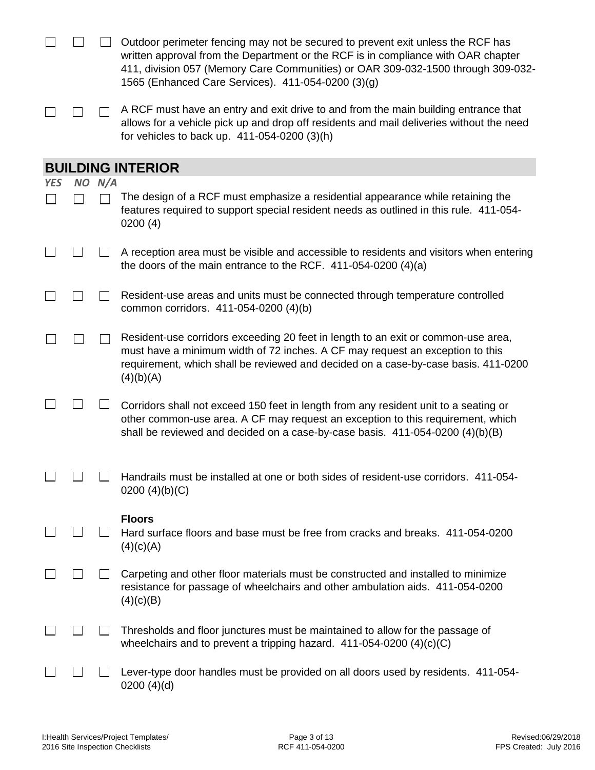☐ ☐ ☐ Outdoor perimeter fencing may not be secured to prevent exit unless the RCF has written approval from the Department or the RCF is in compliance with OAR chapter 411, division 057 (Memory Care Communities) or OAR 309-032-1500 through 309-032-1565 (Enhanced Care Services). 411-054-0200 (3)(g)

☐ ☐ ☐ A RCF must have an entry and exit drive to and from the main building entrance that allows for a vehicle pick up and drop off residents and mail deliveries without the need for vehicles to back up. 411-054-0200 (3)(h)

## BUILDING INTERIOR

*YES NO N/A*

☐ ☐ ☐ The design of a RCF must emphasize a residential appearance while retaining the features required to support special resident needs as outlined in this rule. 411-054-0200 (4)

☐ ☐ ☐ A reception area must be visible and accessible to residents and visitors when entering the doors of the main entrance to the RCF. 411-054-0200 (4)(a)

☐ ☐ ☐ Resident-use areas and units must be connected through temperature controlled common corridors. 411-054-0200 (4)(b)

☐ ☐ ☐ Resident-use corridors exceeding 20 feet in length to an exit or common-use area, must have a minimum width of 72 inches. A CF may request an exception to this requirement, which shall be reviewed and decided on a case-by-case basis. 411-0200 (4)(b)(A)

☐ ☐ ☐ Corridors shall not exceed 150 feet in length from any resident unit to a seating or other common-use area. A CF may request an exception to this requirement, which shall be reviewed and decided on a case-by-case basis. 411-054-0200 (4)(b)(B)

☐ ☐ ☐ Handrails must be installed at one or both sides of resident-use corridors. 411-054-0200 (4)(b)(C)

**Floors**

☐ ☐ ☐ Hard surface floors and base must be free from cracks and breaks. 411-054-0200 (4)(c)(A)

☐ ☐ ☐ Carpeting and other floor materials must be constructed and installed to minimize resistance for passage of wheelchairs and other ambulation aids. 411-054-0200 (4)(c)(B)

☐ ☐ ☐ Thresholds and floor junctures must be maintained to allow for the passage of wheelchairs and to prevent a tripping hazard. 411-054-0200 (4)(c)(C)

☐ ☐ ☐ Lever-type door handles must be provided on all doors used by residents. 411-054-0200 (4)(d)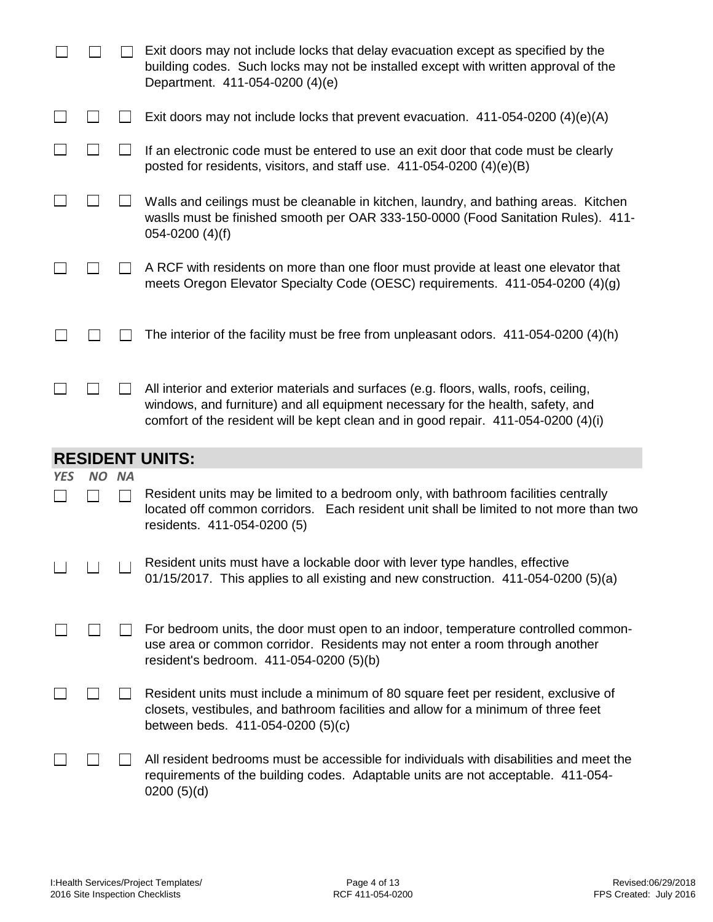| YES | NO | NA | |
|---|---|---|---|
| ☐ | ☐ | ☐ | Exit doors may not include locks that delay evacuation except as specified by the building codes. Such locks may not be installed except with written approval of the Department. 411-054-0200 (4)(e) |
| ☐ | ☐ | ☐ | Exit doors may not include locks that prevent evacuation. 411-054-0200 (4)(e)(A) |
| ☐ | ☐ | ☐ | If an electronic code must be entered to use an exit door that code must be clearly posted for residents, visitors, and staff use. 411-054-0200 (4)(e)(B) |
| ☐ | ☐ | ☐ | Walls and ceilings must be cleanable in kitchen, laundry, and bathing areas. Kitchen waslls must be finished smooth per OAR 333-150-0000 (Food Sanitation Rules). 411-054-0200 (4)(f) |
| ☐ | ☐ | ☐ | A RCF with residents on more than one floor must provide at least one elevator that meets Oregon Elevator Specialty Code (OESC) requirements. 411-054-0200 (4)(g) |
| ☐ | ☐ | ☐ | The interior of the facility must be free from unpleasant odors. 411-054-0200 (4)(h) |
| ☐ | ☐ | ☐ | All interior and exterior materials and surfaces (e.g. floors, walls, roofs, ceiling, windows, and furniture) and all equipment necessary for the health, safety, and comfort of the resident will be kept clean and in good repair. 411-054-0200 (4)(i) |

## RESIDENT UNITS:

| *YES* | *NO* | *NA* | |
|---|---|---|---|
| ☐ | ☐ | ☐ | Resident units may be limited to a bedroom only, with bathroom facilities centrally located off common corridors. Each resident unit shall be limited to not more than two residents. 411-054-0200 (5) |
| ☐ | ☐ | ☐ | Resident units must have a lockable door with lever type handles, effective 01/15/2017. This applies to all existing and new construction. 411-054-0200 (5)(a) |
| ☐ | ☐ | ☐ | For bedroom units, the door must open to an indoor, temperature controlled common-use area or common corridor. Residents may not enter a room through another resident's bedroom. 411-054-0200 (5)(b) |
| ☐ | ☐ | ☐ | Resident units must include a minimum of 80 square feet per resident, exclusive of closets, vestibules, and bathroom facilities and allow for a minimum of three feet between beds. 411-054-0200 (5)(c) |
| ☐ | ☐ | ☐ | All resident bedrooms must be accessible for individuals with disabilities and meet the requirements of the building codes. Adaptable units are not acceptable. 411-054-0200 (5)(d) |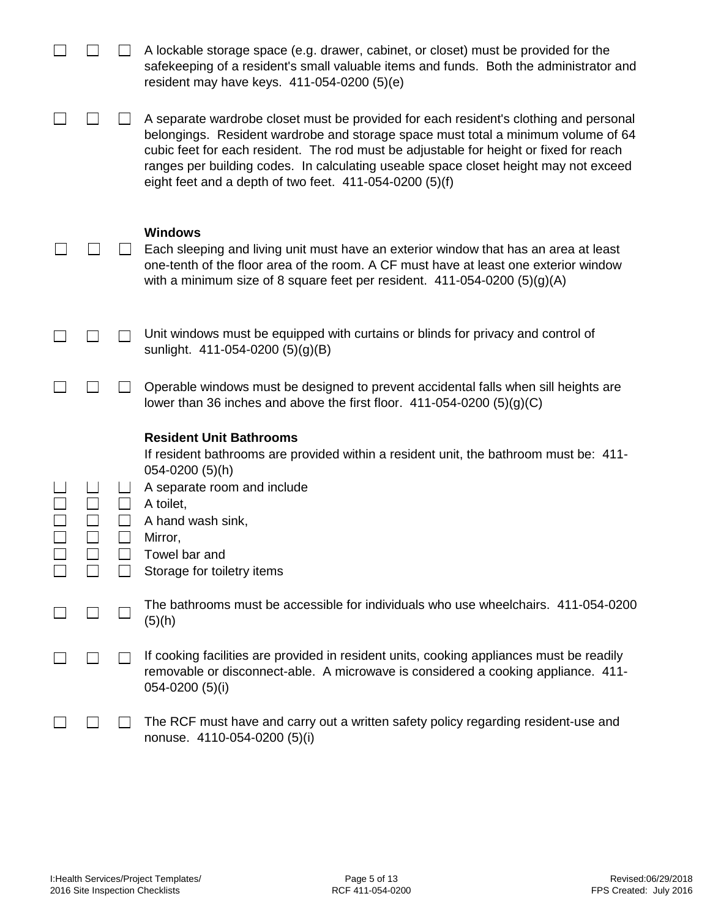☐ ☐ ☐ A lockable storage space (e.g. drawer, cabinet, or closet) must be provided for the safekeeping of a resident's small valuable items and funds. Both the administrator and resident may have keys. 411-054-0200 (5)(e)

☐ ☐ ☐ A separate wardrobe closet must be provided for each resident's clothing and personal belongings. Resident wardrobe and storage space must total a minimum volume of 64 cubic feet for each resident. The rod must be adjustable for height or fixed for reach ranges per building codes. In calculating useable space closet height may not exceed eight feet and a depth of two feet. 411-054-0200 (5)(f)

### Windows

☐ ☐ ☐ Each sleeping and living unit must have an exterior window that has an area at least one-tenth of the floor area of the room. A CF must have at least one exterior window with a minimum size of 8 square feet per resident. 411-054-0200 (5)(g)(A)

☐ ☐ ☐ Unit windows must be equipped with curtains or blinds for privacy and control of sunlight. 411-054-0200 (5)(g)(B)

☐ ☐ ☐ Operable windows must be designed to prevent accidental falls when sill heights are lower than 36 inches and above the first floor. 411-054-0200 (5)(g)(C)

### Resident Unit Bathrooms

If resident bathrooms are provided within a resident unit, the bathroom must be: 411-054-0200 (5)(h)

☐ ☐ ☐ A separate room and include
☐ ☐ ☐ A toilet,
☐ ☐ ☐ A hand wash sink,
☐ ☐ ☐ Mirror,
☐ ☐ ☐ Towel bar and
☐ ☐ ☐ Storage for toiletry items

☐ ☐ ☐ The bathrooms must be accessible for individuals who use wheelchairs. 411-054-0200 (5)(h)

☐ ☐ ☐ If cooking facilities are provided in resident units, cooking appliances must be readily removable or disconnect-able. A microwave is considered a cooking appliance. 411-054-0200 (5)(i)

☐ ☐ ☐ The RCF must have and carry out a written safety policy regarding resident-use and nonuse. 4110-054-0200 (5)(i)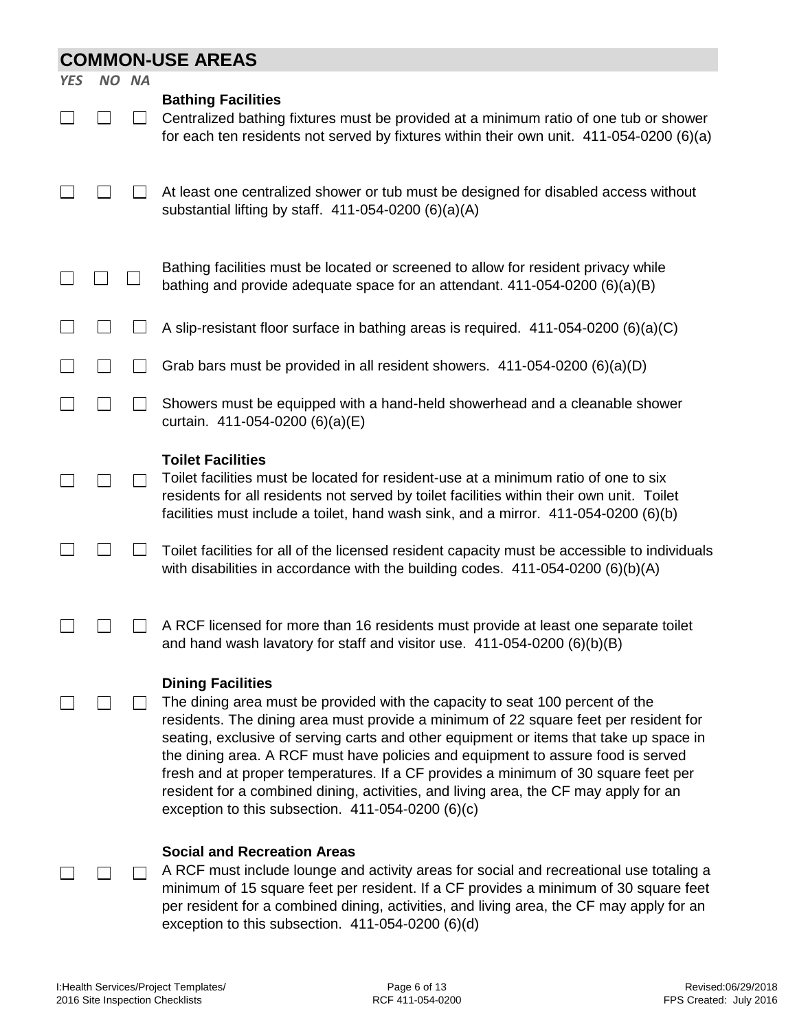## COMMON-USE AREAS

| YES | NO | NA | |
|---|---|---|---|
| ☐ | ☐ | ☐ | **Bathing Facilities**<br>Centralized bathing fixtures must be provided at a minimum ratio of one tub or shower for each ten residents not served by fixtures within their own unit. 411-054-0200 (6)(a) |
| ☐ | ☐ | ☐ | At least one centralized shower or tub must be designed for disabled access without substantial lifting by staff. 411-054-0200 (6)(a)(A) |
| ☐ | ☐ | ☐ | Bathing facilities must be located or screened to allow for resident privacy while bathing and provide adequate space for an attendant. 411-054-0200 (6)(a)(B) |
| ☐ | ☐ | ☐ | A slip-resistant floor surface in bathing areas is required. 411-054-0200 (6)(a)(C) |
| ☐ | ☐ | ☐ | Grab bars must be provided in all resident showers. 411-054-0200 (6)(a)(D) |
| ☐ | ☐ | ☐ | Showers must be equipped with a hand-held showerhead and a cleanable shower curtain. 411-054-0200 (6)(a)(E) |
| ☐ | ☐ | ☐ | **Toilet Facilities**<br>Toilet facilities must be located for resident-use at a minimum ratio of one to six residents for all residents not served by toilet facilities within their own unit. Toilet facilities must include a toilet, hand wash sink, and a mirror. 411-054-0200 (6)(b) |
| ☐ | ☐ | ☐ | Toilet facilities for all of the licensed resident capacity must be accessible to individuals with disabilities in accordance with the building codes. 411-054-0200 (6)(b)(A) |
| ☐ | ☐ | ☐ | A RCF licensed for more than 16 residents must provide at least one separate toilet and hand wash lavatory for staff and visitor use. 411-054-0200 (6)(b)(B) |
| ☐ | ☐ | ☐ | **Dining Facilities**<br>The dining area must be provided with the capacity to seat 100 percent of the residents. The dining area must provide a minimum of 22 square feet per resident for seating, exclusive of serving carts and other equipment or items that take up space in the dining area. A RCF must have policies and equipment to assure food is served fresh and at proper temperatures. If a CF provides a minimum of 30 square feet per resident for a combined dining, activities, and living area, the CF may apply for an exception to this subsection. 411-054-0200 (6)(c) |
| ☐ | ☐ | ☐ | **Social and Recreation Areas**<br>A RCF must include lounge and activity areas for social and recreational use totaling a minimum of 15 square feet per resident. If a CF provides a minimum of 30 square feet per resident for a combined dining, activities, and living area, the CF may apply for an exception to this subsection. 411-054-0200 (6)(d) |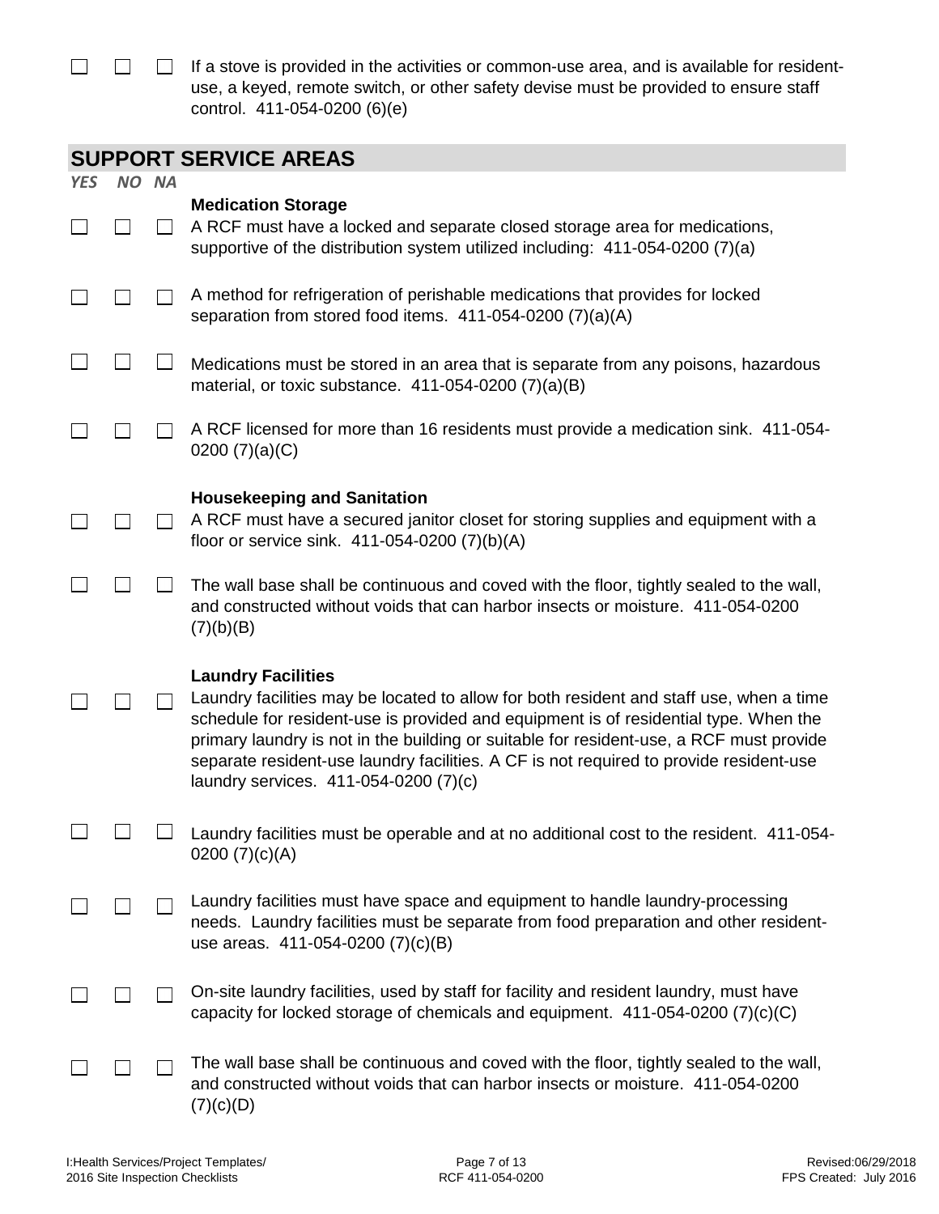☐ ☐ ☐ If a stove is provided in the activities or common-use area, and is available for resident-use, a keyed, remote switch, or other safety devise must be provided to ensure staff control. 411-054-0200 (6)(e)

## SUPPORT SERVICE AREAS

*YES NO NA*

**Medication Storage**

☐ ☐ ☐ A RCF must have a locked and separate closed storage area for medications, supportive of the distribution system utilized including: 411-054-0200 (7)(a)

☐ ☐ ☐ A method for refrigeration of perishable medications that provides for locked separation from stored food items. 411-054-0200 (7)(a)(A)

☐ ☐ ☐ Medications must be stored in an area that is separate from any poisons, hazardous material, or toxic substance. 411-054-0200 (7)(a)(B)

☐ ☐ ☐ A RCF licensed for more than 16 residents must provide a medication sink. 411-054-0200 (7)(a)(C)

**Housekeeping and Sanitation**

☐ ☐ ☐ A RCF must have a secured janitor closet for storing supplies and equipment with a floor or service sink. 411-054-0200 (7)(b)(A)

☐ ☐ ☐ The wall base shall be continuous and coved with the floor, tightly sealed to the wall, and constructed without voids that can harbor insects or moisture. 411-054-0200 (7)(b)(B)

**Laundry Facilities**

☐ ☐ ☐ Laundry facilities may be located to allow for both resident and staff use, when a time schedule for resident-use is provided and equipment is of residential type. When the primary laundry is not in the building or suitable for resident-use, a RCF must provide separate resident-use laundry facilities. A CF is not required to provide resident-use laundry services. 411-054-0200 (7)(c)

☐ ☐ ☐ Laundry facilities must be operable and at no additional cost to the resident. 411-054-0200 (7)(c)(A)

☐ ☐ ☐ Laundry facilities must have space and equipment to handle laundry-processing needs. Laundry facilities must be separate from food preparation and other resident-use areas. 411-054-0200 (7)(c)(B)

☐ ☐ ☐ On-site laundry facilities, used by staff for facility and resident laundry, must have capacity for locked storage of chemicals and equipment. 411-054-0200 (7)(c)(C)

☐ ☐ ☐ The wall base shall be continuous and coved with the floor, tightly sealed to the wall, and constructed without voids that can harbor insects or moisture. 411-054-0200 (7)(c)(D)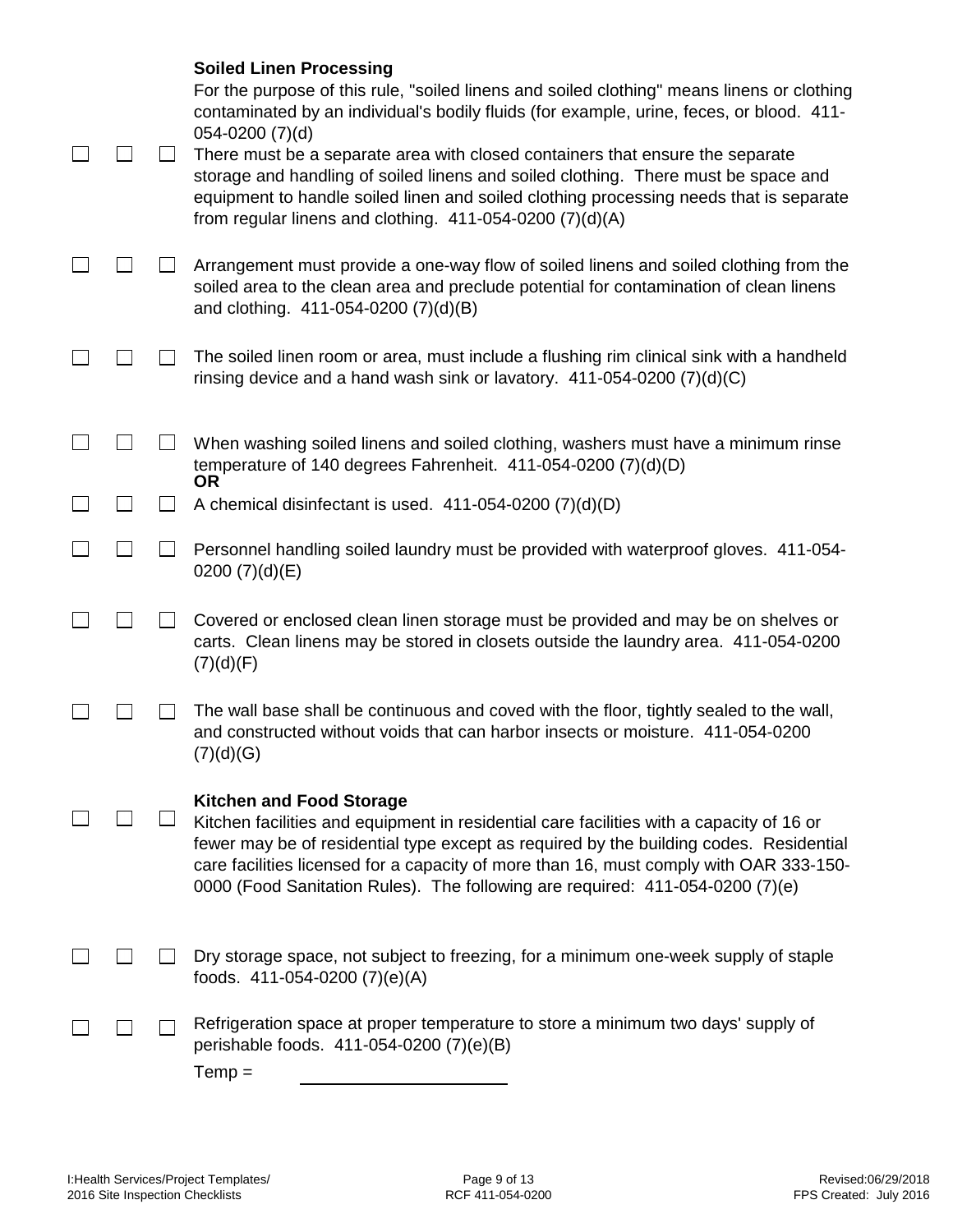### Soiled Linen Processing

For the purpose of this rule, "soiled linens and soiled clothing" means linens or clothing contaminated by an individual's bodily fluids (for example, urine, feces, or blood. 411-054-0200 (7)(d)

☐ ☐ ☐ There must be a separate area with closed containers that ensure the separate storage and handling of soiled linens and soiled clothing. There must be space and equipment to handle soiled linen and soiled clothing processing needs that is separate from regular linens and clothing. 411-054-0200 (7)(d)(A)

☐ ☐ ☐ Arrangement must provide a one-way flow of soiled linens and soiled clothing from the soiled area to the clean area and preclude potential for contamination of clean linens and clothing. 411-054-0200 (7)(d)(B)

☐ ☐ ☐ The soiled linen room or area, must include a flushing rim clinical sink with a handheld rinsing device and a hand wash sink or lavatory. 411-054-0200 (7)(d)(C)

☐ ☐ ☐ When washing soiled linens and soiled clothing, washers must have a minimum rinse temperature of 140 degrees Fahrenheit. 411-054-0200 (7)(d)(D)

**OR**

☐ ☐ ☐ A chemical disinfectant is used. 411-054-0200 (7)(d)(D)

☐ ☐ ☐ Personnel handling soiled laundry must be provided with waterproof gloves. 411-054-0200 (7)(d)(E)

☐ ☐ ☐ Covered or enclosed clean linen storage must be provided and may be on shelves or carts. Clean linens may be stored in closets outside the laundry area. 411-054-0200 (7)(d)(F)

☐ ☐ ☐ The wall base shall be continuous and coved with the floor, tightly sealed to the wall, and constructed without voids that can harbor insects or moisture. 411-054-0200 (7)(d)(G)

### Kitchen and Food Storage

☐ ☐ ☐ Kitchen facilities and equipment in residential care facilities with a capacity of 16 or fewer may be of residential type except as required by the building codes. Residential care facilities licensed for a capacity of more than 16, must comply with OAR 333-150-0000 (Food Sanitation Rules). The following are required: 411-054-0200 (7)(e)

☐ ☐ ☐ Dry storage space, not subject to freezing, for a minimum one-week supply of staple foods. 411-054-0200 (7)(e)(A)

☐ ☐ ☐ Refrigeration space at proper temperature to store a minimum two days' supply of perishable foods. 411-054-0200 (7)(e)(B)

Temp = ______________________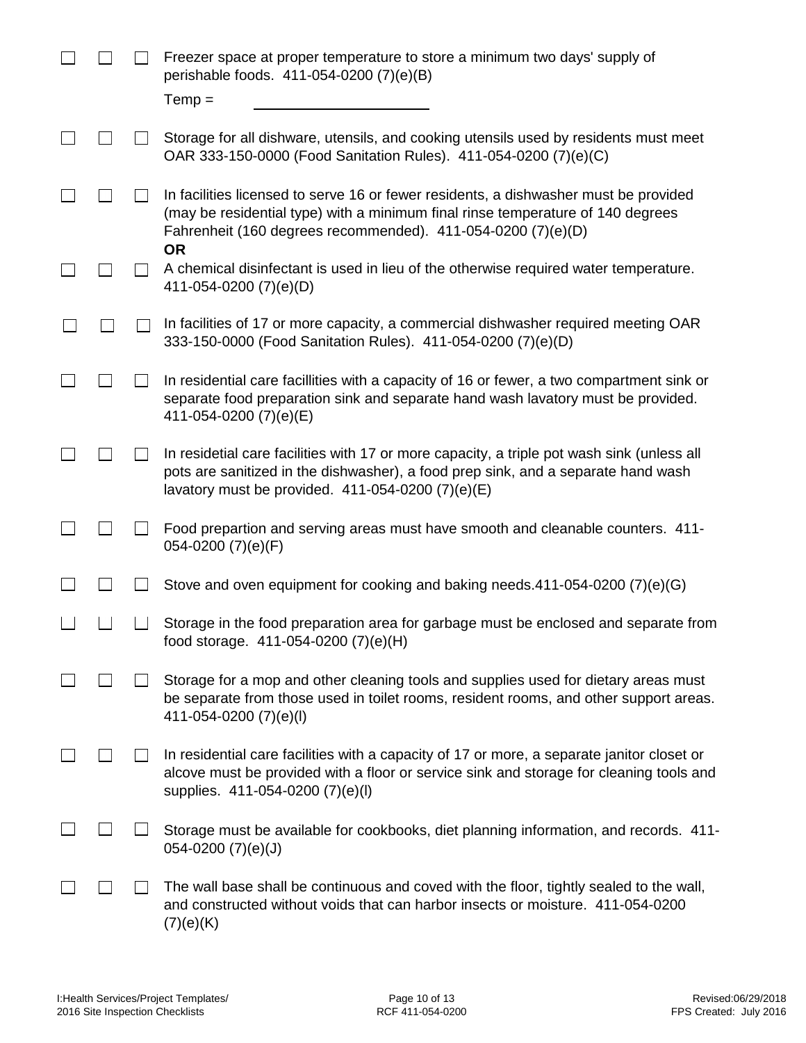| | | | |
|---|---|---|---|
| ☐ | ☐ | ☐ | Freezer space at proper temperature to store a minimum two days' supply of perishable foods. 411-054-0200 (7)(e)(B)<br>Temp = ____________________ |
| ☐ | ☐ | ☐ | Storage for all dishware, utensils, and cooking utensils used by residents must meet OAR 333-150-0000 (Food Sanitation Rules). 411-054-0200 (7)(e)(C) |
| ☐ | ☐ | ☐ | In facilities licensed to serve 16 or fewer residents, a dishwasher must be provided (may be residential type) with a minimum final rinse temperature of 140 degrees Fahrenheit (160 degrees recommended). 411-054-0200 (7)(e)(D)<br>**OR** |
| ☐ | ☐ | ☐ | A chemical disinfectant is used in lieu of the otherwise required water temperature. 411-054-0200 (7)(e)(D) |
| ☐ | ☐ | ☐ | In facilities of 17 or more capacity, a commercial dishwasher required meeting OAR 333-150-0000 (Food Sanitation Rules). 411-054-0200 (7)(e)(D) |
| ☐ | ☐ | ☐ | In residential care facillities with a capacity of 16 or fewer, a two compartment sink or separate food preparation sink and separate hand wash lavatory must be provided. 411-054-0200 (7)(e)(E) |
| ☐ | ☐ | ☐ | In residetial care facilities with 17 or more capacity, a triple pot wash sink (unless all pots are sanitized in the dishwasher), a food prep sink, and a separate hand wash lavatory must be provided. 411-054-0200 (7)(e)(E) |
| ☐ | ☐ | ☐ | Food prepartion and serving areas must have smooth and cleanable counters. 411-054-0200 (7)(e)(F) |
| ☐ | ☐ | ☐ | Stove and oven equipment for cooking and baking needs.411-054-0200 (7)(e)(G) |
| ☐ | ☐ | ☐ | Storage in the food preparation area for garbage must be enclosed and separate from food storage. 411-054-0200 (7)(e)(H) |
| ☐ | ☐ | ☐ | Storage for a mop and other cleaning tools and supplies used for dietary areas must be separate from those used in toilet rooms, resident rooms, and other support areas. 411-054-0200 (7)(e)(I) |
| ☐ | ☐ | ☐ | In residential care facilities with a capacity of 17 or more, a separate janitor closet or alcove must be provided with a floor or service sink and storage for cleaning tools and supplies. 411-054-0200 (7)(e)(I) |
| ☐ | ☐ | ☐ | Storage must be available for cookbooks, diet planning information, and records. 411-054-0200 (7)(e)(J) |
| ☐ | ☐ | ☐ | The wall base shall be continuous and coved with the floor, tightly sealed to the wall, and constructed without voids that can harbor insects or moisture. 411-054-0200 (7)(e)(K) |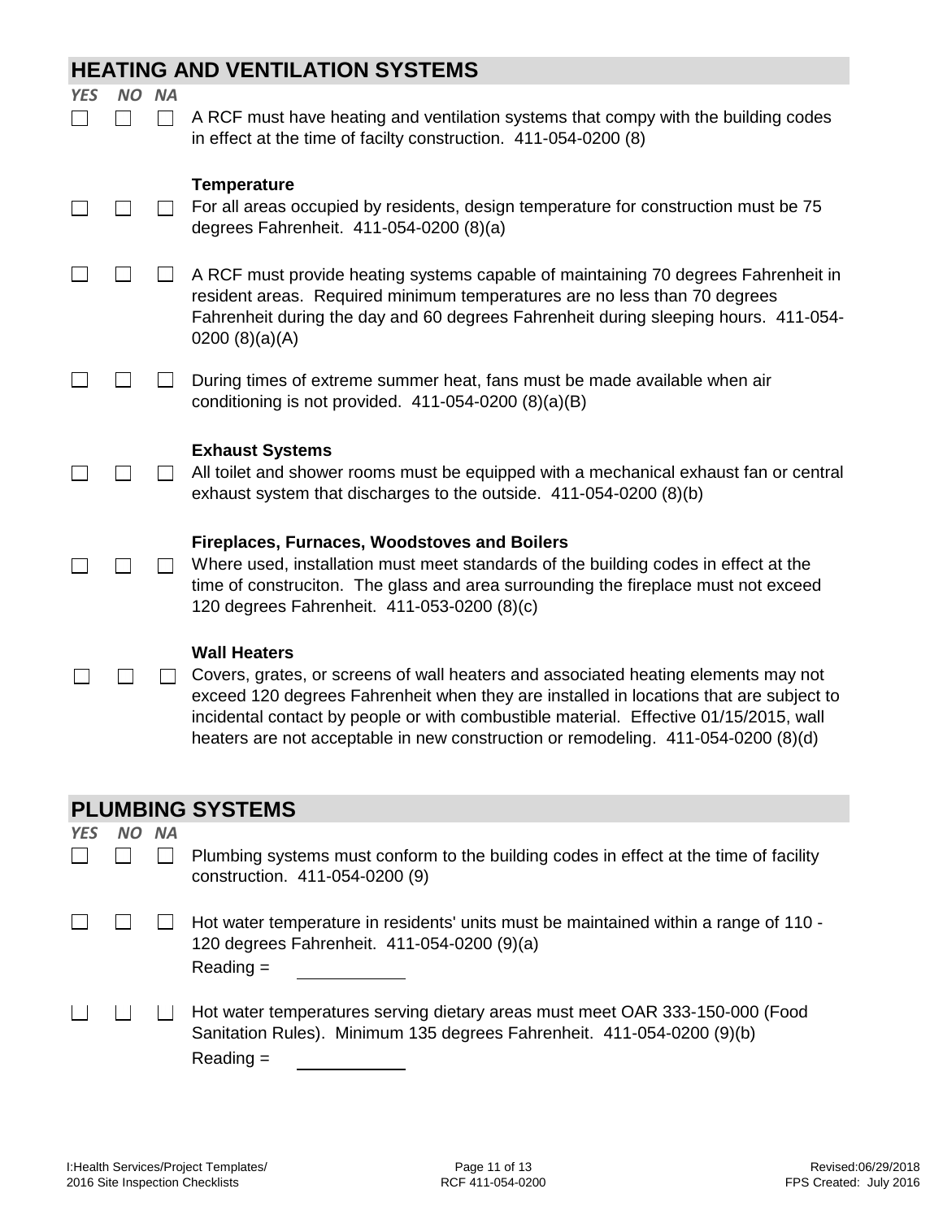## HEATING AND VENTILATION SYSTEMS

| YES | NO | NA | |
|---|---|---|---|
| ☐ | ☐ | ☐ | A RCF must have heating and ventilation systems that compy with the building codes in effect at the time of facilty construction. 411-054-0200 (8) |
| ☐ | ☐ | ☐ | **Temperature**<br>For all areas occupied by residents, design temperature for construction must be 75 degrees Fahrenheit. 411-054-0200 (8)(a) |
| ☐ | ☐ | ☐ | A RCF must provide heating systems capable of maintaining 70 degrees Fahrenheit in resident areas. Required minimum temperatures are no less than 70 degrees Fahrenheit during the day and 60 degrees Fahrenheit during sleeping hours. 411-054-0200 (8)(a)(A) |
| ☐ | ☐ | ☐ | During times of extreme summer heat, fans must be made available when air conditioning is not provided. 411-054-0200 (8)(a)(B) |
| ☐ | ☐ | ☐ | **Exhaust Systems**<br>All toilet and shower rooms must be equipped with a mechanical exhaust fan or central exhaust system that discharges to the outside. 411-054-0200 (8)(b) |
| ☐ | ☐ | ☐ | **Fireplaces, Furnaces, Woodstoves and Boilers**<br>Where used, installation must meet standards of the building codes in effect at the time of construciton. The glass and area surrounding the fireplace must not exceed 120 degrees Fahrenheit. 411-053-0200 (8)(c) |
| ☐ | ☐ | ☐ | **Wall Heaters**<br>Covers, grates, or screens of wall heaters and associated heating elements may not exceed 120 degrees Fahrenheit when they are installed in locations that are subject to incidental contact by people or with combustible material. Effective 01/15/2015, wall heaters are not acceptable in new construction or remodeling. 411-054-0200 (8)(d) |

## PLUMBING SYSTEMS

| YES | NO | NA | |
|---|---|---|---|
| ☐ | ☐ | ☐ | Plumbing systems must conform to the building codes in effect at the time of facility construction. 411-054-0200 (9) |
| ☐ | ☐ | ☐ | Hot water temperature in residents' units must be maintained within a range of 110 - 120 degrees Fahrenheit. 411-054-0200 (9)(a)<br>Reading = ____________ |
| ☐ | ☐ | ☐ | Hot water temperatures serving dietary areas must meet OAR 333-150-000 (Food Sanitation Rules). Minimum 135 degrees Fahrenheit. 411-054-0200 (9)(b)<br>Reading = ____________ |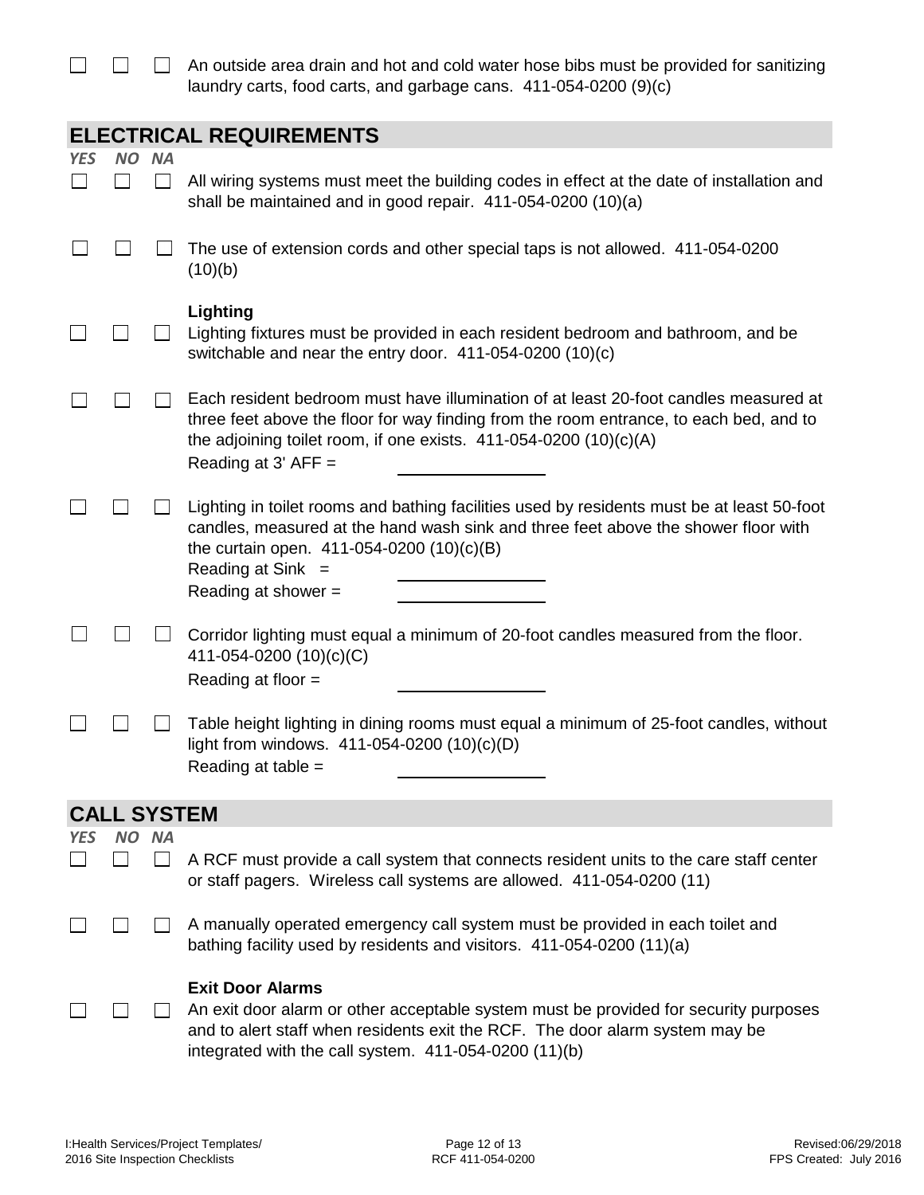☐ ☐ ☐ An outside area drain and hot and cold water hose bibs must be provided for sanitizing laundry carts, food carts, and garbage cans. 411-054-0200 (9)(c)

## ELECTRICAL REQUIREMENTS

*YES NO NA*

☐ ☐ ☐ All wiring systems must meet the building codes in effect at the date of installation and shall be maintained and in good repair. 411-054-0200 (10)(a)

☐ ☐ ☐ The use of extension cords and other special taps is not allowed. 411-054-0200 (10)(b)

**Lighting**

☐ ☐ ☐ Lighting fixtures must be provided in each resident bedroom and bathroom, and be switchable and near the entry door. 411-054-0200 (10)(c)

☐ ☐ ☐ Each resident bedroom must have illumination of at least 20-foot candles measured at three feet above the floor for way finding from the room entrance, to each bed, and to the adjoining toilet room, if one exists. 411-054-0200 (10)(c)(A)
Reading at 3' AFF = ____________

☐ ☐ ☐ Lighting in toilet rooms and bathing facilities used by residents must be at least 50-foot candles, measured at the hand wash sink and three feet above the shower floor with the curtain open. 411-054-0200 (10)(c)(B)
Reading at Sink = ____________
Reading at shower = ____________

☐ ☐ ☐ Corridor lighting must equal a minimum of 20-foot candles measured from the floor. 411-054-0200 (10)(c)(C)
Reading at floor = ____________

☐ ☐ ☐ Table height lighting in dining rooms must equal a minimum of 25-foot candles, without light from windows. 411-054-0200 (10)(c)(D)
Reading at table = ____________

## CALL SYSTEM

*YES NO NA*

☐ ☐ ☐ A RCF must provide a call system that connects resident units to the care staff center or staff pagers. Wireless call systems are allowed. 411-054-0200 (11)

☐ ☐ ☐ A manually operated emergency call system must be provided in each toilet and bathing facility used by residents and visitors. 411-054-0200 (11)(a)

**Exit Door Alarms**

☐ ☐ ☐ An exit door alarm or other acceptable system must be provided for security purposes and to alert staff when residents exit the RCF. The door alarm system may be integrated with the call system. 411-054-0200 (11)(b)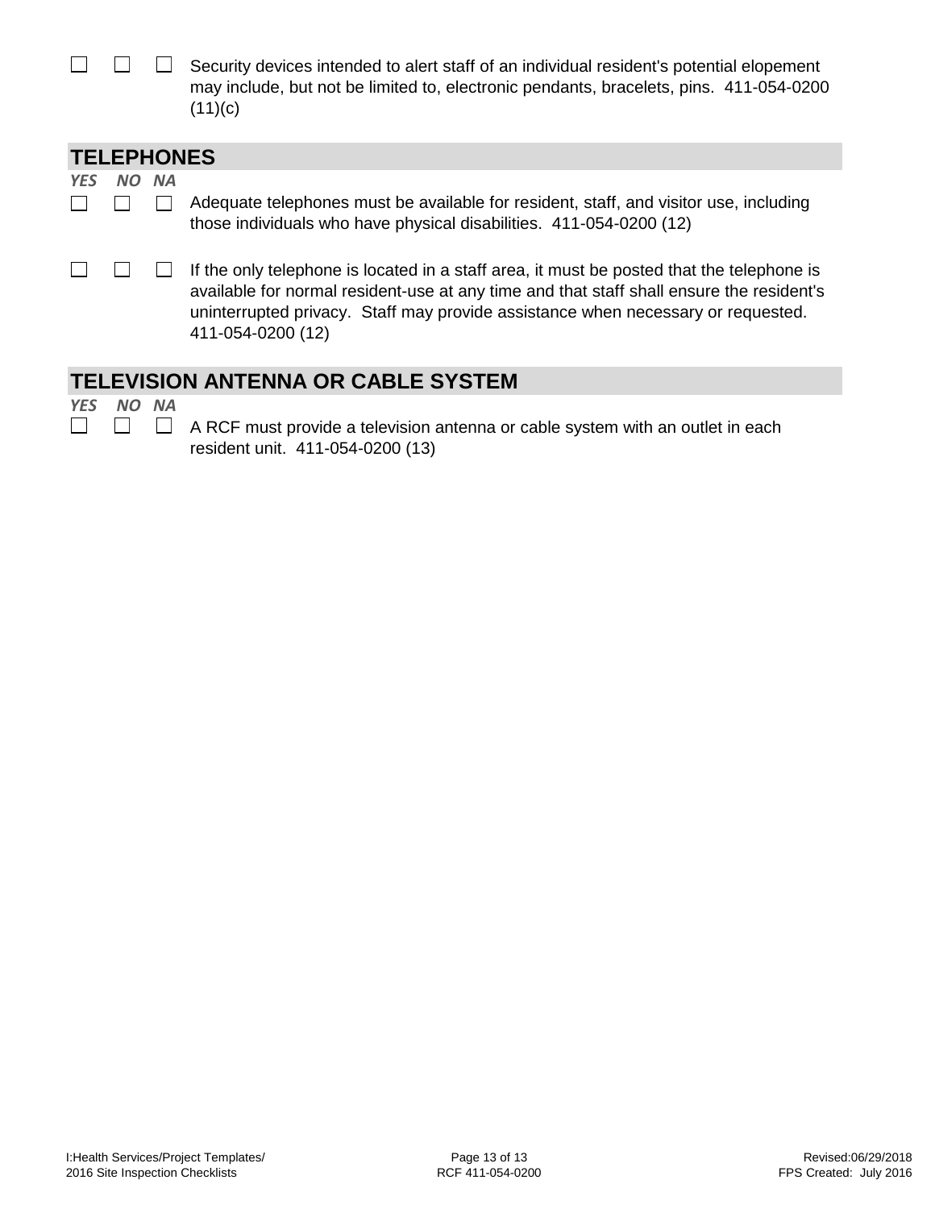☐ ☐ ☐ Security devices intended to alert staff of an individual resident's potential elopement may include, but not be limited to, electronic pendants, bracelets, pins. 411-054-0200 (11)(c)

## TELEPHONES

*YES NO NA*

☐ ☐ ☐ Adequate telephones must be available for resident, staff, and visitor use, including those individuals who have physical disabilities. 411-054-0200 (12)

☐ ☐ ☐ If the only telephone is located in a staff area, it must be posted that the telephone is available for normal resident-use at any time and that staff shall ensure the resident's uninterrupted privacy. Staff may provide assistance when necessary or requested. 411-054-0200 (12)

## TELEVISION ANTENNA OR CABLE SYSTEM

*YES NO NA*

☐ ☐ ☐ A RCF must provide a television antenna or cable system with an outlet in each resident unit. 411-054-0200 (13)